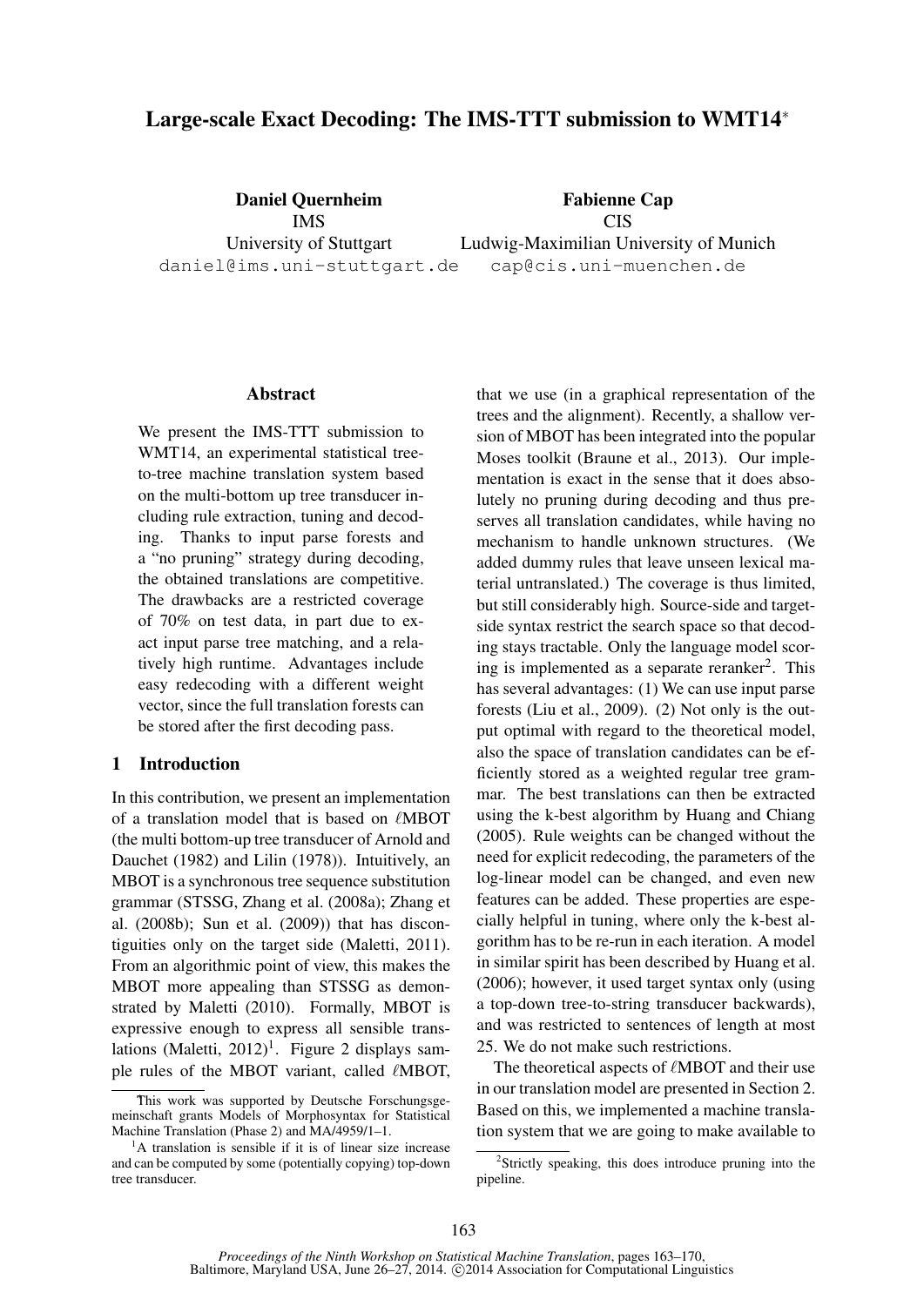# Large-scale Exact Decoding: The IMS-TTT submission to WMT14*

**Daniel Quernheim**
IMS
University of Stuttgart
daniel@ims.uni-stuttgart.de

**Fabienne Cap**
CIS
Ludwig-Maximilian University of Munich
cap@cis.uni-muenchen.de

## Abstract

We present the IMS-TTT submission to WMT14, an experimental statistical tree-to-tree machine translation system based on the multi-bottom up tree transducer including rule extraction, tuning and decoding. Thanks to input parse forests and a "no pruning" strategy during decoding, the obtained translations are competitive. The drawbacks are a restricted coverage of 70% on test data, in part due to exact input parse tree matching, and a relatively high runtime. Advantages include easy redecoding with a different weight vector, since the full translation forests can be stored after the first decoding pass.

## 1 Introduction

In this contribution, we present an implementation of a translation model that is based on ℓMBOT (the multi bottom-up tree transducer of Arnold and Dauchet (1982) and Lilin (1978)). Intuitively, an MBOT is a synchronous tree sequence substitution grammar (STSSG, Zhang et al. (2008a); Zhang et al. (2008b); Sun et al. (2009)) that has discontiguities only on the target side (Maletti, 2011). From an algorithmic point of view, this makes the MBOT more appealing than STSSG as demonstrated by Maletti (2010). Formally, MBOT is expressive enough to express all sensible translations (Maletti, 2012)[1]. Figure 2 displays sample rules of the MBOT variant, called ℓMBOT, that we use (in a graphical representation of the trees and the alignment). Recently, a shallow version of MBOT has been integrated into the popular Moses toolkit (Braune et al., 2013). Our implementation is exact in the sense that it does absolutely no pruning during decoding and thus preserves all translation candidates, while having no mechanism to handle unknown structures. (We added dummy rules that leave unseen lexical material untranslated.) The coverage is thus limited, but still considerably high. Source-side and target-side syntax restrict the search space so that decoding stays tractable. Only the language model scoring is implemented as a separate reranker[2]. This has several advantages: (1) We can use input parse forests (Liu et al., 2009). (2) Not only is the output optimal with regard to the theoretical model, also the space of translation candidates can be efficiently stored as a weighted regular tree grammar. The best translations can then be extracted using the k-best algorithm by Huang and Chiang (2005). Rule weights can be changed without the need for explicit redecoding, the parameters of the log-linear model can be changed, and even new features can be added. These properties are especially helpful in tuning, where only the k-best algorithm has to be re-run in each iteration. A model in similar spirit has been described by Huang et al. (2006); however, it used target syntax only (using a top-down tree-to-string transducer backwards), and was restricted to sentences of length at most 25. We do not make such restrictions.

The theoretical aspects of ℓMBOT and their use in our translation model are presented in Section 2. Based on this, we implemented a machine translation system that we are going to make available to

*This work was supported by Deutsche Forschungsgemeinschaft grants Models of Morphosyntax for Statistical Machine Translation (Phase 2) and MA/4959/1–1.

[1] A translation is sensible if it is of linear size increase and can be computed by some (potentially copying) top-down tree transducer.

[2] Strictly speaking, this does introduce pruning into the pipeline.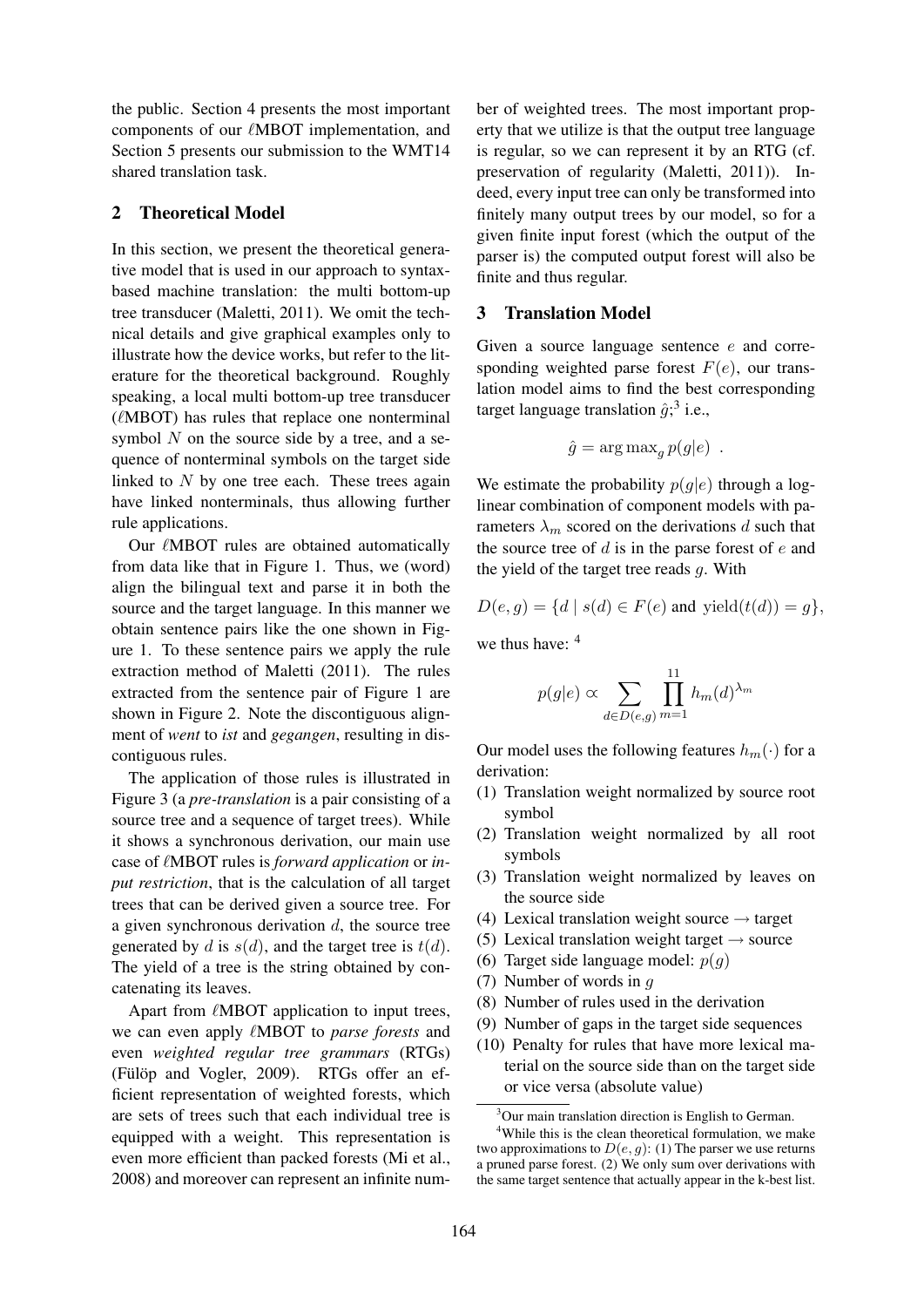the public. Section 4 presents the most important components of our ℓMBOT implementation, and Section 5 presents our submission to the WMT14 shared translation task.

## 2 Theoretical Model

In this section, we present the theoretical generative model that is used in our approach to syntax-based machine translation: the multi bottom-up tree transducer (Maletti, 2011). We omit the technical details and give graphical examples only to illustrate how the device works, but refer to the literature for the theoretical background. Roughly speaking, a local multi bottom-up tree transducer (ℓMBOT) has rules that replace one nonterminal symbol $N$ on the source side by a tree, and a sequence of nonterminal symbols on the target side linked to $N$ by one tree each. These trees again have linked nonterminals, thus allowing further rule applications.

Our ℓMBOT rules are obtained automatically from data like that in Figure 1. Thus, we (word) align the bilingual text and parse it in both the source and the target language. In this manner we obtain sentence pairs like the one shown in Figure 1. To these sentence pairs we apply the rule extraction method of Maletti (2011). The rules extracted from the sentence pair of Figure 1 are shown in Figure 2. Note the discontiguous alignment of *went* to *ist* and *gegangen*, resulting in discontiguous rules.

The application of those rules is illustrated in Figure 3 (a *pre-translation* is a pair consisting of a source tree and a sequence of target trees). While it shows a synchronous derivation, our main use case of ℓMBOT rules is *forward application* or *input restriction*, that is the calculation of all target trees that can be derived given a source tree. For a given synchronous derivation $d$, the source tree generated by $d$ is $s(d)$, and the target tree is $t(d)$. The yield of a tree is the string obtained by concatenating its leaves.

Apart from ℓMBOT application to input trees, we can even apply ℓMBOT to *parse forests* and even *weighted regular tree grammars* (RTGs) (Fülöp and Vogler, 2009). RTGs offer an efficient representation of weighted forests, which are sets of trees such that each individual tree is equipped with a weight. This representation is even more efficient than packed forests (Mi et al., 2008) and moreover can represent an infinite number of weighted trees. The most important property that we utilize is that the output tree language is regular, so we can represent it by an RTG (cf. preservation of regularity (Maletti, 2011)). Indeed, every input tree can only be transformed into finitely many output trees by our model, so for a given finite input forest (which the output of the parser is) the computed output forest will also be finite and thus regular.

## 3 Translation Model

Given a source language sentence $e$ and corresponding weighted parse forest $F(e)$, our translation model aims to find the best corresponding target language translation $\hat{g}$;[3] i.e.,

$$\hat{g} = \arg\max_g p(g|e) \ .$$

We estimate the probability $p(g|e)$ through a log-linear combination of component models with parameters $\lambda_m$ scored on the derivations $d$ such that the source tree of $d$ is in the parse forest of $e$ and the yield of the target tree reads $g$. With

$$D(e, g) = \{d \mid s(d) \in F(e) \text{ and } \mathrm{yield}(t(d)) = g\},$$

we thus have: [4]

$$p(g|e) \propto \sum_{d \in D(e,g)} \prod_{m=1}^{11} h_m(d)^{\lambda_m}$$

Our model uses the following features $h_m(\cdot)$ for a derivation:

(1) Translation weight normalized by source root symbol
(2) Translation weight normalized by all root symbols
(3) Translation weight normalized by leaves on the source side
(4) Lexical translation weight source → target
(5) Lexical translation weight target → source
(6) Target side language model: $p(g)$
(7) Number of words in $g$
(8) Number of rules used in the derivation
(9) Number of gaps in the target side sequences
(10) Penalty for rules that have more lexical material on the source side than on the target side or vice versa (absolute value)

[3] Our main translation direction is English to German.

[4] While this is the clean theoretical formulation, we make two approximations to $D(e, g)$: (1) The parser we use returns a pruned parse forest. (2) We only sum over derivations with the same target sentence that actually appear in the k-best list.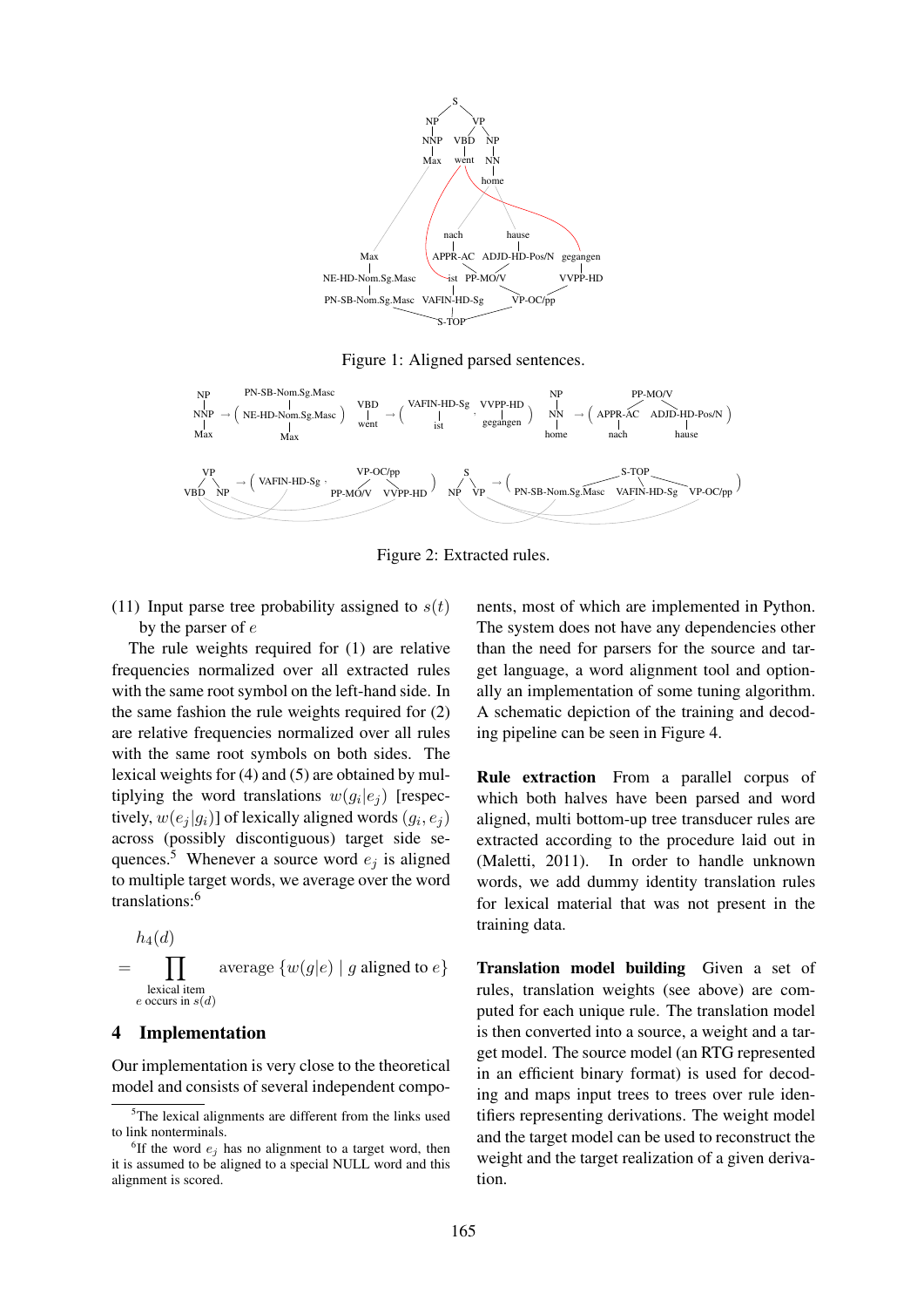Figure 1: Aligned parsed sentences.

Figure 2: Extracted rules.

(11) Input parse tree probability assigned to $s(t)$ by the parser of $e$

The rule weights required for (1) are relative frequencies normalized over all extracted rules with the same root symbol on the left-hand side. In the same fashion the rule weights required for (2) are relative frequencies normalized over all rules with the same root symbols on both sides. The lexical weights for (4) and (5) are obtained by multiplying the word translations $w(g_i|e_j)$ [respectively, $w(e_j|g_i)$] of lexically aligned words $(g_i, e_j)$ across (possibly discontiguous) target side sequences.[5] Whenever a source word $e_j$ is aligned to multiple target words, we average over the word translations:[6]

$$h_4(d) = \prod_{\substack{\text{lexical item} \\ e \text{ occurs in } s(d)}} \text{average } \{w(g|e) \mid g \text{ aligned to } e\}$$

## 4 Implementation

Our implementation is very close to the theoretical model and consists of several independent components, most of which are implemented in Python. The system does not have any dependencies other than the need for parsers for the source and target language, a word alignment tool and optionally an implementation of some tuning algorithm. A schematic depiction of the training and decoding pipeline can be seen in Figure 4.

**Rule extraction** From a parallel corpus of which both halves have been parsed and word aligned, multi bottom-up tree transducer rules are extracted according to the procedure laid out in (Maletti, 2011). In order to handle unknown words, we add dummy identity translation rules for lexical material that was not present in the training data.

**Translation model building** Given a set of rules, translation weights (see above) are computed for each unique rule. The translation model is then converted into a source, a weight and a target model. The source model (an RTG represented in an efficient binary format) is used for decoding and maps input trees to trees over rule identifiers representing derivations. The weight model and the target model can be used to reconstruct the weight and the target realization of a given derivation.

[5] The lexical alignments are different from the links used to link nonterminals.

[6] If the word $e_j$ has no alignment to a target word, then it is assumed to be aligned to a special NULL word and this alignment is scored.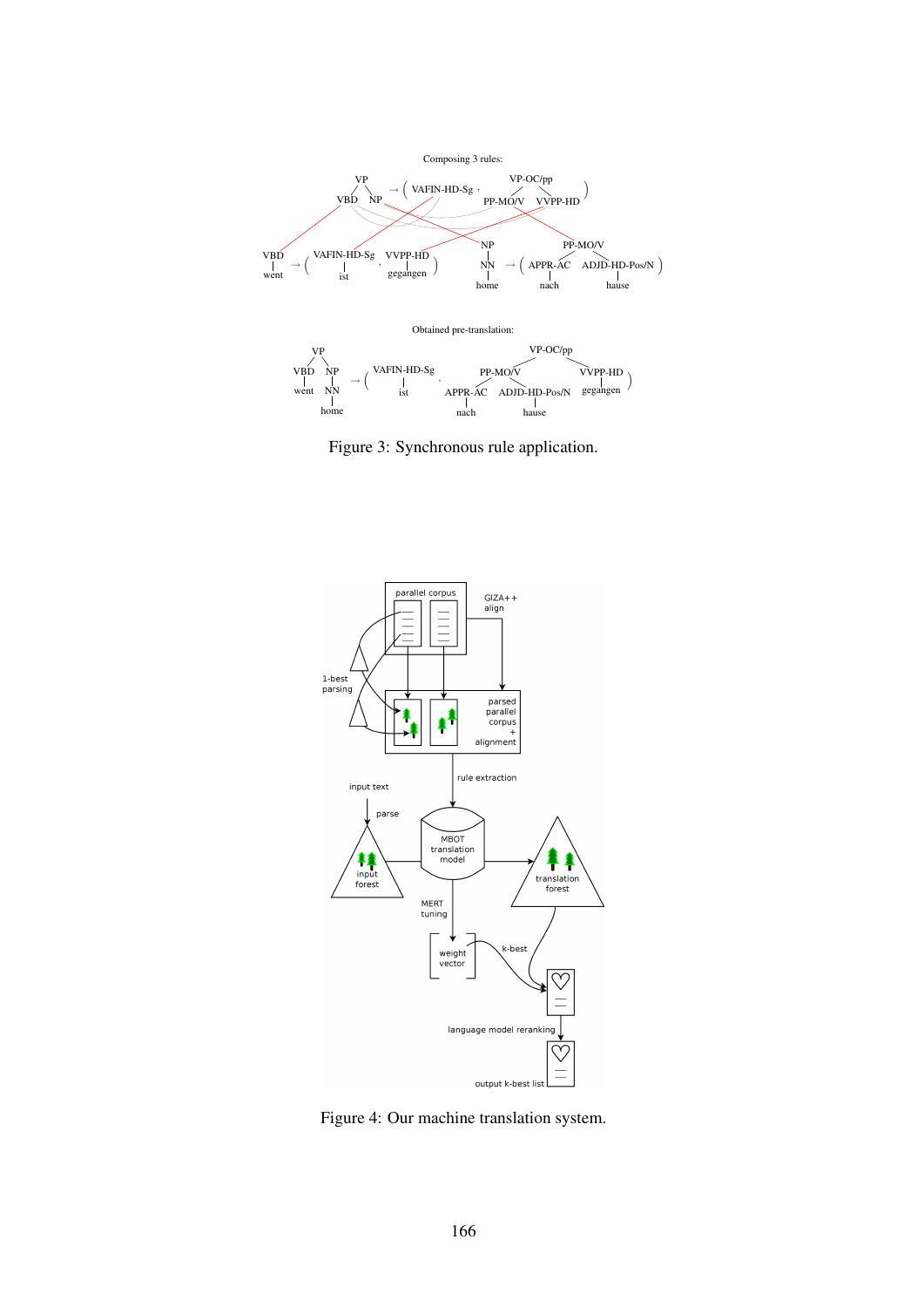Composing 3 rules:

VP
VBD NP
→ ( VAFIN-HD-Sg , VP-OC/pp )
PP-MO/V VVPP-HD

VBD
went
→ ( VAFIN-HD-Sg , VVPP-HD )
ist gegangen

NP
NN
home
→ ( PP-MO/V )
APPR-AC ADJD-HD-Pos/N
nach hause

Obtained pre-translation:

VP
VBD NP
went NN
home
→ ( VAFIN-HD-Sg , VP-OC/pp )
ist
PP-MO/V VVPP-HD
APPR-AC ADJD-HD-Pos/N gegangen
nach hause

Figure 3: Synchronous rule application.

parallel corpus

GIZA++
align

1-best
parsing

parsed
parallel
corpus
+
alignment

rule extraction

input text

parse

input
forest

MBOT
translation
model

translation
forest

MERT
tuning

weight
vector

k-best

language model reranking

output k-best list

Figure 4: Our machine translation system.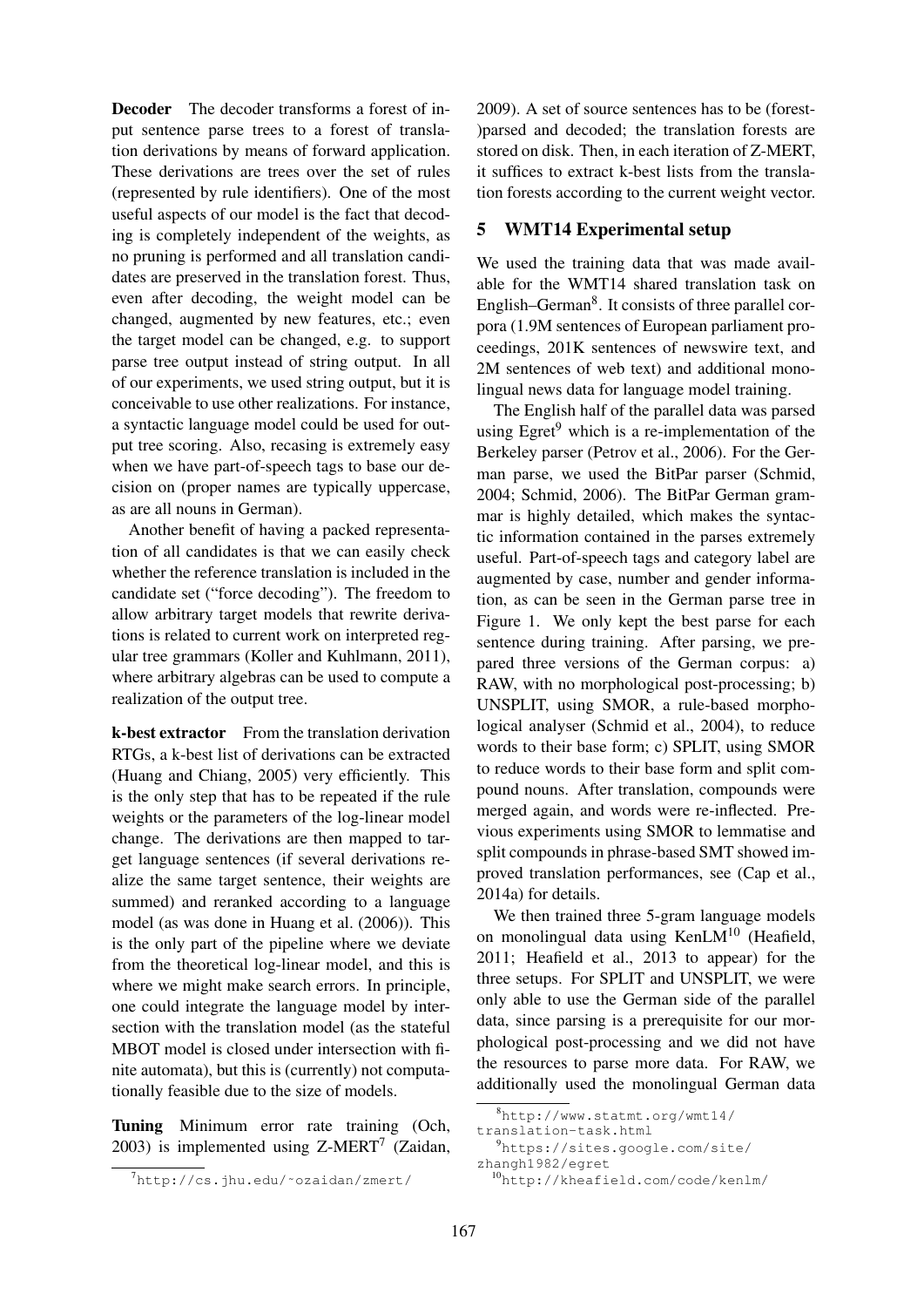**Decoder** The decoder transforms a forest of input sentence parse trees to a forest of translation derivations by means of forward application. These derivations are trees over the set of rules (represented by rule identifiers). One of the most useful aspects of our model is the fact that decoding is completely independent of the weights, as no pruning is performed and all translation candidates are preserved in the translation forest. Thus, even after decoding, the weight model can be changed, augmented by new features, etc.; even the target model can be changed, e.g. to support parse tree output instead of string output. In all of our experiments, we used string output, but it is conceivable to use other realizations. For instance, a syntactic language model could be used for output tree scoring. Also, recasing is extremely easy when we have part-of-speech tags to base our decision on (proper names are typically uppercase, as are all nouns in German).

Another benefit of having a packed representation of all candidates is that we can easily check whether the reference translation is included in the candidate set ("force decoding"). The freedom to allow arbitrary target models that rewrite derivations is related to current work on interpreted regular tree grammars (Koller and Kuhlmann, 2011), where arbitrary algebras can be used to compute a realization of the output tree.

**k-best extractor** From the translation derivation RTGs, a k-best list of derivations can be extracted (Huang and Chiang, 2005) very efficiently. This is the only step that has to be repeated if the rule weights or the parameters of the log-linear model change. The derivations are then mapped to target language sentences (if several derivations realize the same target sentence, their weights are summed) and reranked according to a language model (as was done in Huang et al. (2006)). This is the only part of the pipeline where we deviate from the theoretical log-linear model, and this is where we might make search errors. In principle, one could integrate the language model by intersection with the translation model (as the stateful MBOT model is closed under intersection with finite automata), but this is (currently) not computationally feasible due to the size of models.

**Tuning** Minimum error rate training (Och, 2003) is implemented using Z-MERT[7] (Zaidan, 2009). A set of source sentences has to be (forest-)parsed and decoded; the translation forests are stored on disk. Then, in each iteration of Z-MERT, it suffices to extract k-best lists from the translation forests according to the current weight vector.

## 5 WMT14 Experimental setup

We used the training data that was made available for the WMT14 shared translation task on English–German[8]. It consists of three parallel corpora (1.9M sentences of European parliament proceedings, 201K sentences of newswire text, and 2M sentences of web text) and additional monolingual news data for language model training.

The English half of the parallel data was parsed using Egret[9] which is a re-implementation of the Berkeley parser (Petrov et al., 2006). For the German parse, we used the BitPar parser (Schmid, 2004; Schmid, 2006). The BitPar German grammar is highly detailed, which makes the syntactic information contained in the parses extremely useful. Part-of-speech tags and category label are augmented by case, number and gender information, as can be seen in the German parse tree in Figure 1. We only kept the best parse for each sentence during training. After parsing, we prepared three versions of the German corpus: a) RAW, with no morphological post-processing; b) UNSPLIT, using SMOR, a rule-based morphological analyser (Schmid et al., 2004), to reduce words to their base form; c) SPLIT, using SMOR to reduce words to their base form and split compound nouns. After translation, compounds were merged again, and words were re-inflected. Previous experiments using SMOR to lemmatise and split compounds in phrase-based SMT showed improved translation performances, see (Cap et al., 2014a) for details.

We then trained three 5-gram language models on monolingual data using KenLM[10] (Heafield, 2011; Heafield et al., 2013 to appear) for the three setups. For SPLIT and UNSPLIT, we were only able to use the German side of the parallel data, since parsing is a prerequisite for our morphological post-processing and we did not have the resources to parse more data. For RAW, we additionally used the monolingual German data

[7] http://cs.jhu.edu/~ozaidan/zmert/

[8] http://www.statmt.org/wmt14/translation-task.html

[9] https://sites.google.com/site/zhangh1982/egret

[10] http://kheafield.com/code/kenlm/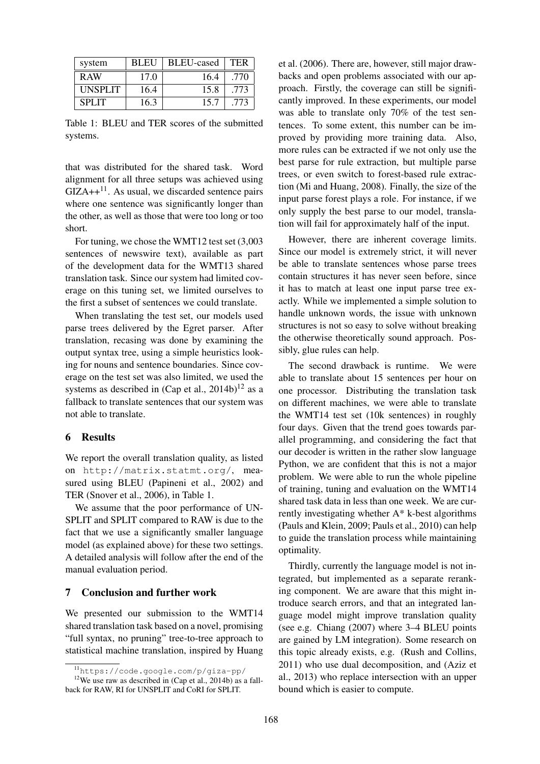| system | BLEU | BLEU-cased | TER |
|---|---|---|---|
| RAW | 17.0 | 16.4 | .770 |
| UNSPLIT | 16.4 | 15.8 | .773 |
| SPLIT | 16.3 | 15.7 | .773 |

Table 1: BLEU and TER scores of the submitted systems.

that was distributed for the shared task. Word alignment for all three setups was achieved using GIZA++[11]. As usual, we discarded sentence pairs where one sentence was significantly longer than the other, as well as those that were too long or too short.

For tuning, we chose the WMT12 test set (3,003 sentences of newswire text), available as part of the development data for the WMT13 shared translation task. Since our system had limited coverage on this tuning set, we limited ourselves to the first a subset of sentences we could translate.

When translating the test set, our models used parse trees delivered by the Egret parser. After translation, recasing was done by examining the output syntax tree, using a simple heuristics looking for nouns and sentence boundaries. Since coverage on the test set was also limited, we used the systems as described in (Cap et al., 2014b)[12] as a fallback to translate sentences that our system was not able to translate.

## 6 Results

We report the overall translation quality, as listed on http://matrix.statmt.org/, measured using BLEU (Papineni et al., 2002) and TER (Snover et al., 2006), in Table 1.

We assume that the poor performance of UNSPLIT and SPLIT compared to RAW is due to the fact that we use a significantly smaller language model (as explained above) for these two settings. A detailed analysis will follow after the end of the manual evaluation period.

## 7 Conclusion and further work

We presented our submission to the WMT14 shared translation task based on a novel, promising "full syntax, no pruning" tree-to-tree approach to statistical machine translation, inspired by Huang et al. (2006). There are, however, still major drawbacks and open problems associated with our approach. Firstly, the coverage can still be significantly improved. In these experiments, our model was able to translate only 70% of the test sentences. To some extent, this number can be improved by providing more training data. Also, more rules can be extracted if we not only use the best parse for rule extraction, but multiple parse trees, or even switch to forest-based rule extraction (Mi and Huang, 2008). Finally, the size of the input parse forest plays a role. For instance, if we only supply the best parse to our model, translation will fail for approximately half of the input.

However, there are inherent coverage limits. Since our model is extremely strict, it will never be able to translate sentences whose parse trees contain structures it has never seen before, since it has to match at least one input parse tree exactly. While we implemented a simple solution to handle unknown words, the issue with unknown structures is not so easy to solve without breaking the otherwise theoretically sound approach. Possibly, glue rules can help.

The second drawback is runtime. We were able to translate about 15 sentences per hour on one processor. Distributing the translation task on different machines, we were able to translate the WMT14 test set (10k sentences) in roughly four days. Given that the trend goes towards parallel programming, and considering the fact that our decoder is written in the rather slow language Python, we are confident that this is not a major problem. We were able to run the whole pipeline of training, tuning and evaluation on the WMT14 shared task data in less than one week. We are currently investigating whether A* k-best algorithms (Pauls and Klein, 2009; Pauls et al., 2010) can help to guide the translation process while maintaining optimality.

Thirdly, currently the language model is not integrated, but implemented as a separate reranking component. We are aware that this might introduce search errors, and that an integrated language model might improve translation quality (see e.g. Chiang (2007) where 3–4 BLEU points are gained by LM integration). Some research on this topic already exists, e.g. (Rush and Collins, 2011) who use dual decomposition, and (Aziz et al., 2013) who replace intersection with an upper bound which is easier to compute.

[11] https://code.google.com/p/giza-pp/

[12] We use raw as described in (Cap et al., 2014b) as a fallback for RAW, RI for UNSPLIT and CoRI for SPLIT.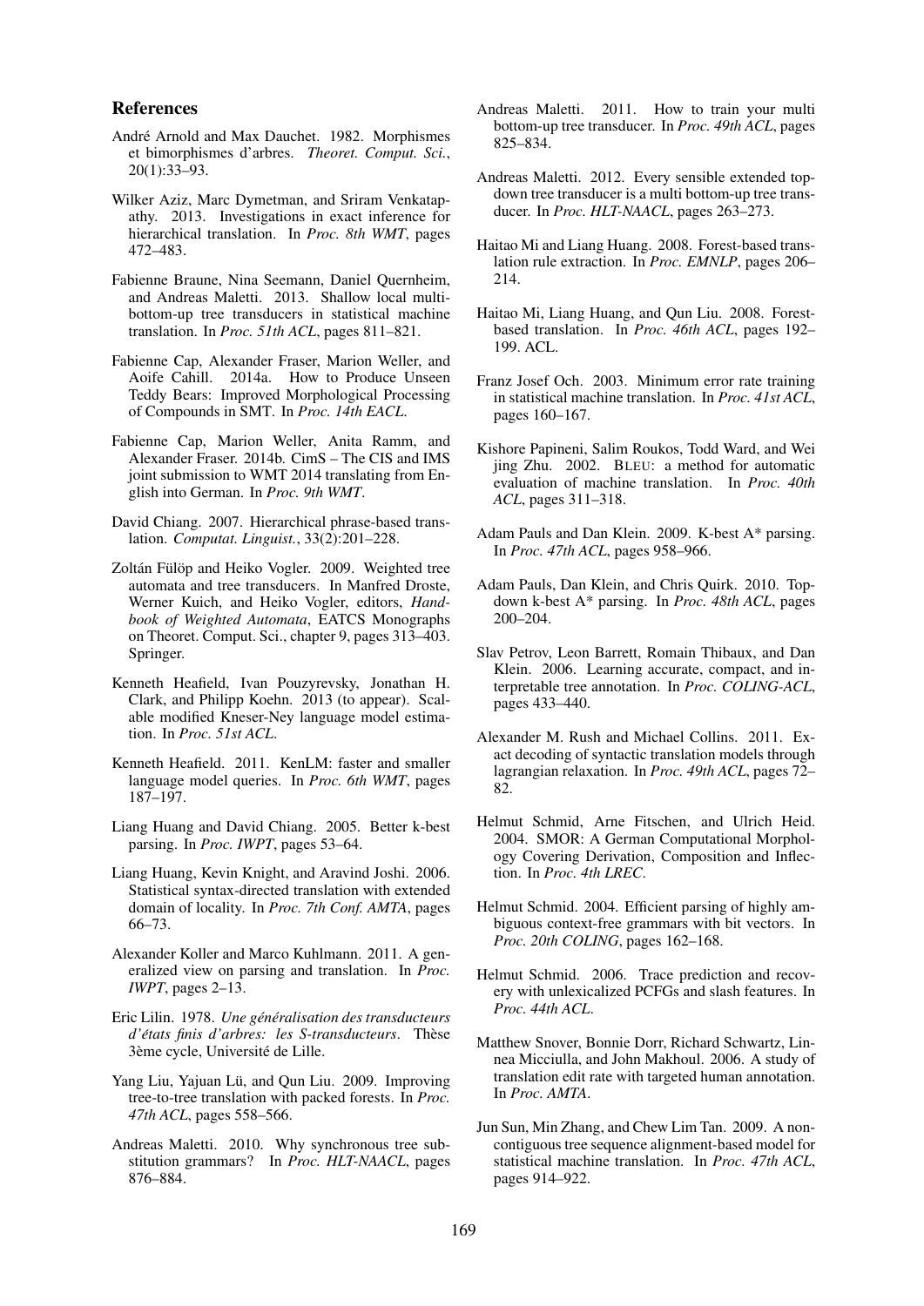## References

André Arnold and Max Dauchet. 1982. Morphismes et bimorphismes d'arbres. *Theoret. Comput. Sci.*, 20(1):33–93.

Wilker Aziz, Marc Dymetman, and Sriram Venkatapathy. 2013. Investigations in exact inference for hierarchical translation. In *Proc. 8th WMT*, pages 472–483.

Fabienne Braune, Nina Seemann, Daniel Quernheim, and Andreas Maletti. 2013. Shallow local multi-bottom-up tree transducers in statistical machine translation. In *Proc. 51th ACL*, pages 811–821.

Fabienne Cap, Alexander Fraser, Marion Weller, and Aoife Cahill. 2014a. How to Produce Unseen Teddy Bears: Improved Morphological Processing of Compounds in SMT. In *Proc. 14th EACL*.

Fabienne Cap, Marion Weller, Anita Ramm, and Alexander Fraser. 2014b. CimS – The CIS and IMS joint submission to WMT 2014 translating from English into German. In *Proc. 9th WMT*.

David Chiang. 2007. Hierarchical phrase-based translation. *Computat. Linguist.*, 33(2):201–228.

Zoltán Fülöp and Heiko Vogler. 2009. Weighted tree automata and tree transducers. In Manfred Droste, Werner Kuich, and Heiko Vogler, editors, *Handbook of Weighted Automata*, EATCS Monographs on Theoret. Comput. Sci., chapter 9, pages 313–403. Springer.

Kenneth Heafield, Ivan Pouzyrevsky, Jonathan H. Clark, and Philipp Koehn. 2013 (to appear). Scalable modified Kneser-Ney language model estimation. In *Proc. 51st ACL*.

Kenneth Heafield. 2011. KenLM: faster and smaller language model queries. In *Proc. 6th WMT*, pages 187–197.

Liang Huang and David Chiang. 2005. Better k-best parsing. In *Proc. IWPT*, pages 53–64.

Liang Huang, Kevin Knight, and Aravind Joshi. 2006. Statistical syntax-directed translation with extended domain of locality. In *Proc. 7th Conf. AMTA*, pages 66–73.

Alexander Koller and Marco Kuhlmann. 2011. A generalized view on parsing and translation. In *Proc. IWPT*, pages 2–13.

Eric Lilin. 1978. *Une généralisation des transducteurs d'états finis d'arbres: les S-transducteurs*. Thèse 3ème cycle, Université de Lille.

Yang Liu, Yajuan Lü, and Qun Liu. 2009. Improving tree-to-tree translation with packed forests. In *Proc. 47th ACL*, pages 558–566.

Andreas Maletti. 2010. Why synchronous tree substitution grammars? In *Proc. HLT-NAACL*, pages 876–884.

Andreas Maletti. 2011. How to train your multi bottom-up tree transducer. In *Proc. 49th ACL*, pages 825–834.

Andreas Maletti. 2012. Every sensible extended top-down tree transducer is a multi bottom-up tree transducer. In *Proc. HLT-NAACL*, pages 263–273.

Haitao Mi and Liang Huang. 2008. Forest-based translation rule extraction. In *Proc. EMNLP*, pages 206–214.

Haitao Mi, Liang Huang, and Qun Liu. 2008. Forest-based translation. In *Proc. 46th ACL*, pages 192–199. ACL.

Franz Josef Och. 2003. Minimum error rate training in statistical machine translation. In *Proc. 41st ACL*, pages 160–167.

Kishore Papineni, Salim Roukos, Todd Ward, and Wei jing Zhu. 2002. BLEU: a method for automatic evaluation of machine translation. In *Proc. 40th ACL*, pages 311–318.

Adam Pauls and Dan Klein. 2009. K-best A* parsing. In *Proc. 47th ACL*, pages 958–966.

Adam Pauls, Dan Klein, and Chris Quirk. 2010. Top-down k-best A* parsing. In *Proc. 48th ACL*, pages 200–204.

Slav Petrov, Leon Barrett, Romain Thibaux, and Dan Klein. 2006. Learning accurate, compact, and interpretable tree annotation. In *Proc. COLING-ACL*, pages 433–440.

Alexander M. Rush and Michael Collins. 2011. Exact decoding of syntactic translation models through lagrangian relaxation. In *Proc. 49th ACL*, pages 72–82.

Helmut Schmid, Arne Fitschen, and Ulrich Heid. 2004. SMOR: A German Computational Morphology Covering Derivation, Composition and Inflection. In *Proc. 4th LREC*.

Helmut Schmid. 2004. Efficient parsing of highly ambiguous context-free grammars with bit vectors. In *Proc. 20th COLING*, pages 162–168.

Helmut Schmid. 2006. Trace prediction and recovery with unlexicalized PCFGs and slash features. In *Proc. 44th ACL*.

Matthew Snover, Bonnie Dorr, Richard Schwartz, Linnea Micciulla, and John Makhoul. 2006. A study of translation edit rate with targeted human annotation. In *Proc. AMTA*.

Jun Sun, Min Zhang, and Chew Lim Tan. 2009. A non-contiguous tree sequence alignment-based model for statistical machine translation. In *Proc. 47th ACL*, pages 914–922.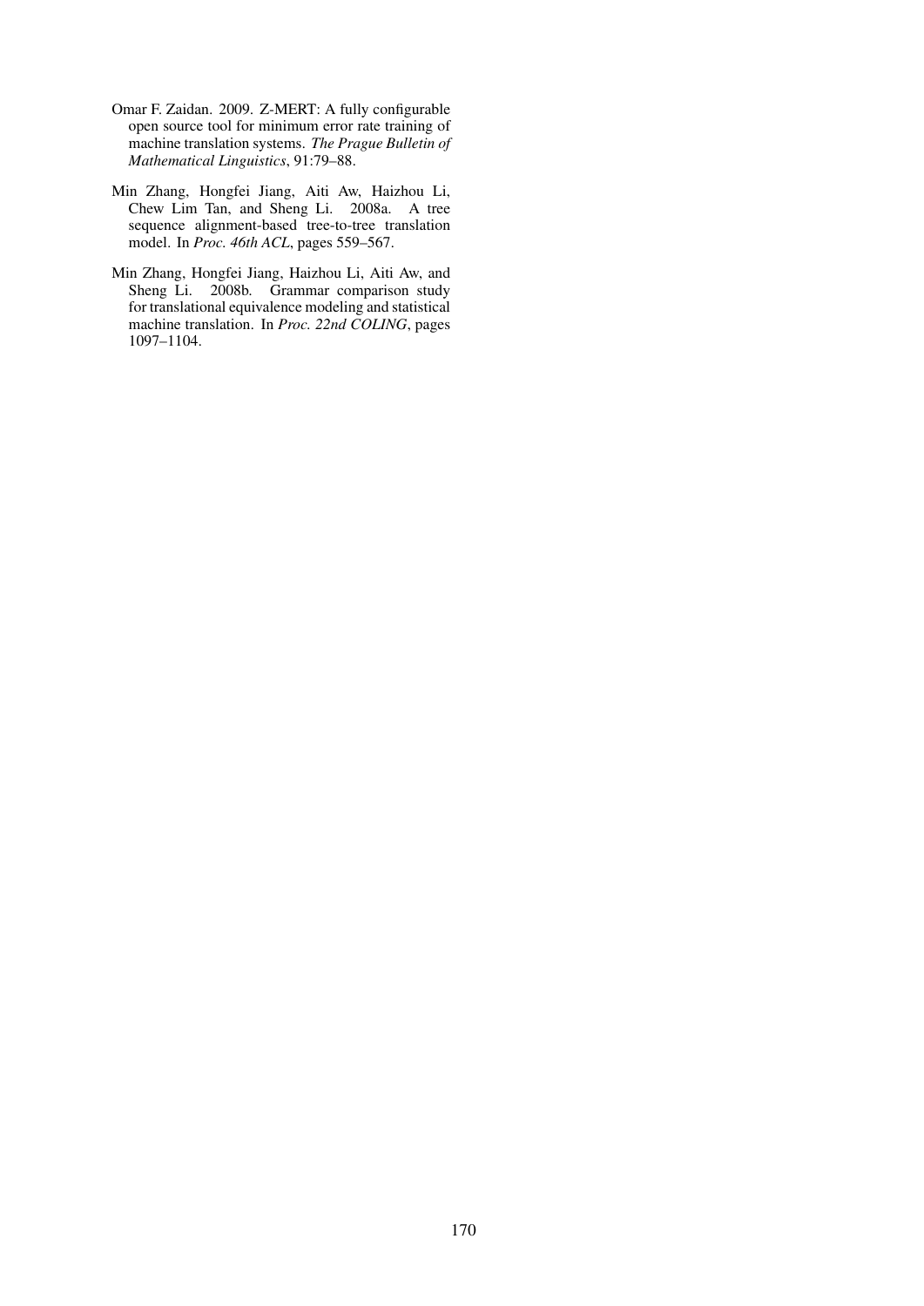Omar F. Zaidan. 2009. Z-MERT: A fully configurable open source tool for minimum error rate training of machine translation systems. *The Prague Bulletin of Mathematical Linguistics*, 91:79–88.

Min Zhang, Hongfei Jiang, Aiti Aw, Haizhou Li, Chew Lim Tan, and Sheng Li. 2008a. A tree sequence alignment-based tree-to-tree translation model. In *Proc. 46th ACL*, pages 559–567.

Min Zhang, Hongfei Jiang, Haizhou Li, Aiti Aw, and Sheng Li. 2008b. Grammar comparison study for translational equivalence modeling and statistical machine translation. In *Proc. 22nd COLING*, pages 1097–1104.